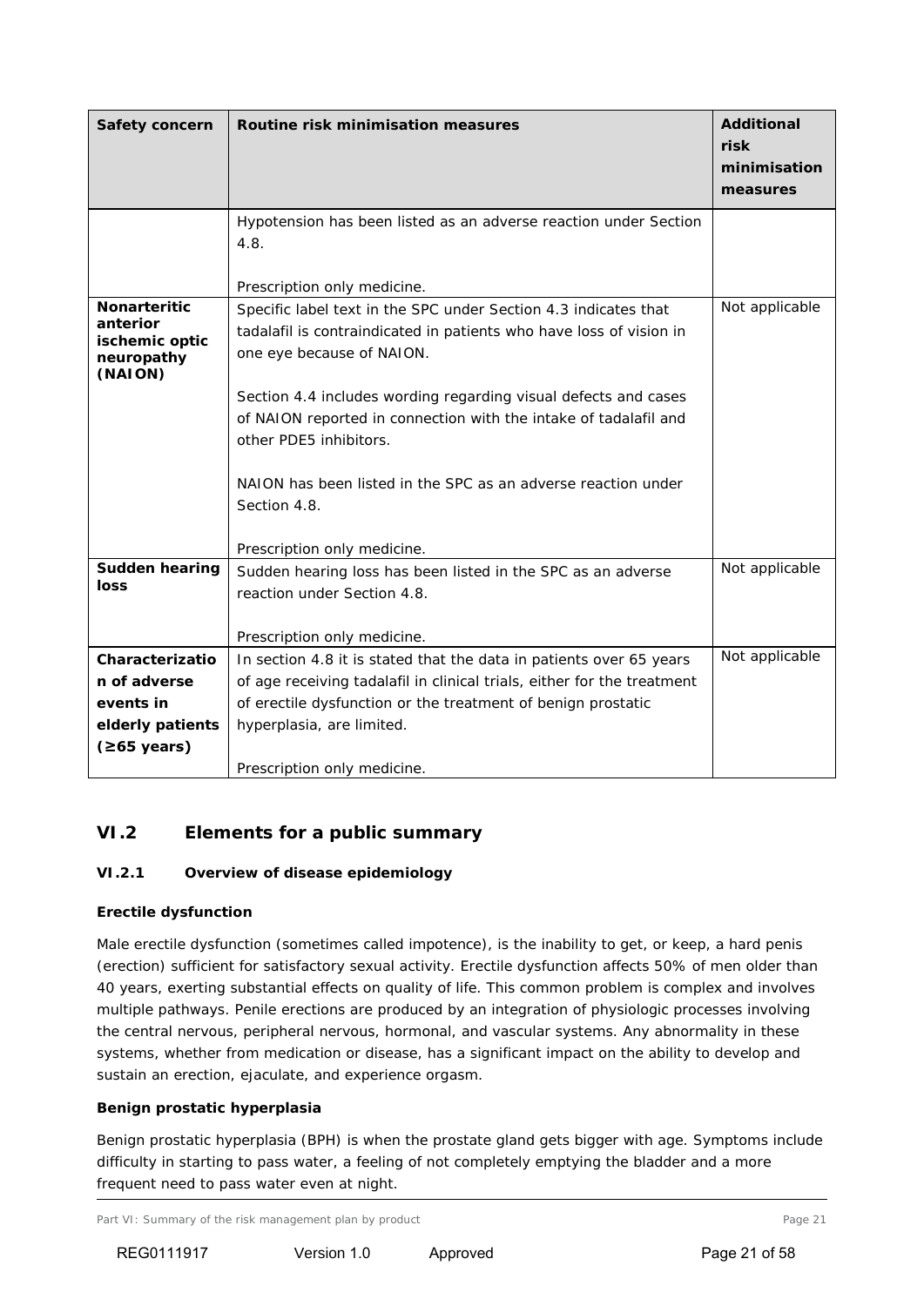| Safety concern | Routine risk minimisation measures | Additional risk minimisation measures |
|---|---|---|
| | Hypotension has been listed as an adverse reaction under Section 4.8.<br><br>Prescription only medicine. | |
| **Nonarteritic anterior ischemic optic neuropathy (NAION)** | Specific label text in the SPC under Section 4.3 indicates that tadalafil is contraindicated in patients who have loss of vision in one eye because of NAION.<br><br>Section 4.4 includes wording regarding visual defects and cases of NAION reported in connection with the intake of tadalafil and other PDE5 inhibitors.<br><br>NAION has been listed in the SPC as an adverse reaction under Section 4.8.<br><br>Prescription only medicine. | Not applicable |
| **Sudden hearing loss** | Sudden hearing loss has been listed in the SPC as an adverse reaction under Section 4.8.<br><br>Prescription only medicine. | Not applicable |
| **Characterization of adverse events in elderly patients (≥65 years)** | In section 4.8 it is stated that the data in patients over 65 years of age receiving tadalafil in clinical trials, either for the treatment of erectile dysfunction or the treatment of benign prostatic hyperplasia, are limited.<br><br>Prescription only medicine. | Not applicable |

## VI.2 Elements for a public summary

### VI.2.1 Overview of disease epidemiology

**Erectile dysfunction**

Male erectile dysfunction (sometimes called impotence), is the inability to get, or keep, a hard penis (erection) sufficient for satisfactory sexual activity. Erectile dysfunction affects 50% of men older than 40 years, exerting substantial effects on quality of life. This common problem is complex and involves multiple pathways. Penile erections are produced by an integration of physiologic processes involving the central nervous, peripheral nervous, hormonal, and vascular systems. Any abnormality in these systems, whether from medication or disease, has a significant impact on the ability to develop and sustain an erection, ejaculate, and experience orgasm.

**Benign prostatic hyperplasia**

Benign prostatic hyperplasia (BPH) is when the prostate gland gets bigger with age. Symptoms include difficulty in starting to pass water, a feeling of not completely emptying the bladder and a more frequent need to pass water even at night.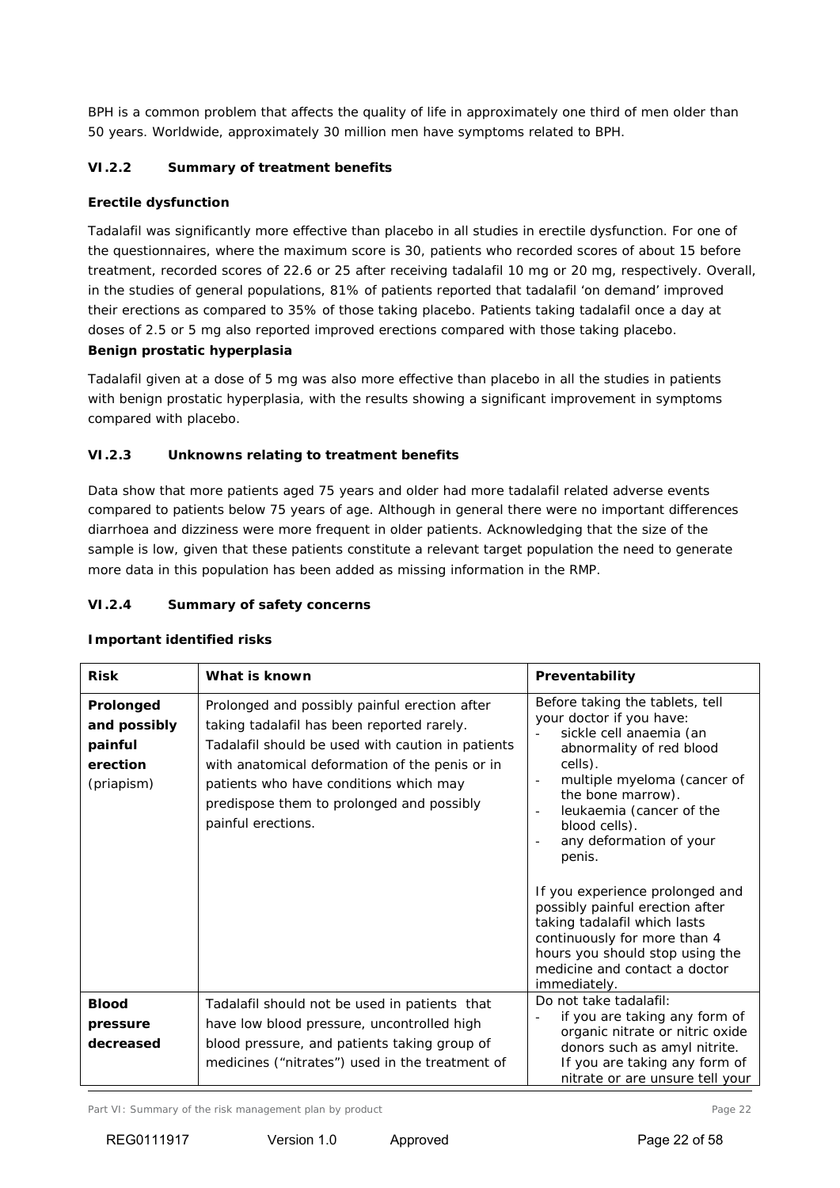BPH is a common problem that affects the quality of life in approximately one third of men older than 50 years. Worldwide, approximately 30 million men have symptoms related to BPH.

### VI.2.2 Summary of treatment benefits

**Erectile dysfunction**

Tadalafil was significantly more effective than placebo in all studies in erectile dysfunction. For one of the questionnaires, where the maximum score is 30, patients who recorded scores of about 15 before treatment, recorded scores of 22.6 or 25 after receiving tadalafil 10 mg or 20 mg, respectively. Overall, in the studies of general populations, 81% of patients reported that tadalafil 'on demand' improved their erections as compared to 35% of those taking placebo. Patients taking tadalafil once a day at doses of 2.5 or 5 mg also reported improved erections compared with those taking placebo.

**Benign prostatic hyperplasia**

Tadalafil given at a dose of 5 mg was also more effective than placebo in all the studies in patients with benign prostatic hyperplasia, with the results showing a significant improvement in symptoms compared with placebo.

### VI.2.3 Unknowns relating to treatment benefits

Data show that more patients aged 75 years and older had more tadalafil related adverse events compared to patients below 75 years of age. Although in general there were no important differences diarrhoea and dizziness were more frequent in older patients. Acknowledging that the size of the sample is low, given that these patients constitute a relevant target population the need to generate more data in this population has been added as missing information in the RMP.

### VI.2.4 Summary of safety concerns

**Important identified risks**

| Risk | What is known | Preventability |
|---|---|---|
| **Prolonged and possibly painful erection** (priapism) | Prolonged and possibly painful erection after taking tadalafil has been reported rarely. Tadalafil should be used with caution in patients with anatomical deformation of the penis or in patients who have conditions which may predispose them to prolonged and possibly painful erections. | Before taking the tablets, tell your doctor if you have:<br>- sickle cell anaemia (an abnormality of red blood cells).<br>- multiple myeloma (cancer of the bone marrow).<br>- leukaemia (cancer of the blood cells).<br>- any deformation of your penis.<br><br>If you experience prolonged and possibly painful erection after taking tadalafil which lasts continuously for more than 4 hours you should stop using the medicine and contact a doctor immediately. |
| **Blood pressure decreased** | Tadalafil should not be used in patients that have low blood pressure, uncontrolled high blood pressure, and patients taking group of medicines ("nitrates") used in the treatment of | Do not take tadalafil:<br>- if you are taking any form of organic nitrate or nitric oxide donors such as amyl nitrite. If you are taking any form of nitrate or are unsure tell your |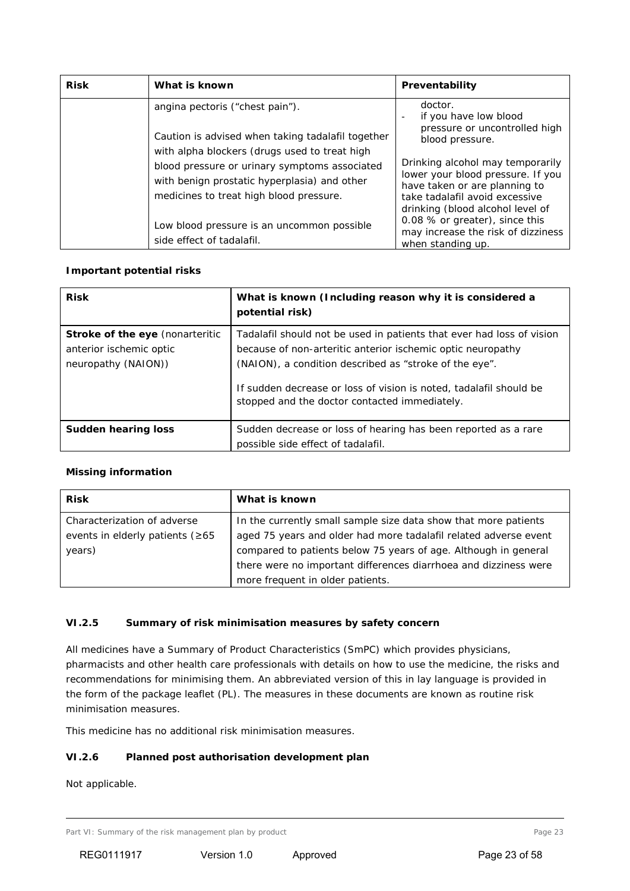| Risk | What is known | Preventability |
|---|---|---|
| | angina pectoris ("chest pain").<br><br>Caution is advised when taking tadalafil together with alpha blockers (drugs used to treat high blood pressure or urinary symptoms associated with benign prostatic hyperplasia) and other medicines to treat high blood pressure.<br><br>Low blood pressure is an uncommon possible side effect of tadalafil. | doctor.<br>- if you have low blood pressure or uncontrolled high blood pressure.<br><br>Drinking alcohol may temporarily lower your blood pressure. If you have taken or are planning to take tadalafil avoid excessive drinking (blood alcohol level of 0.08 % or greater), since this may increase the risk of dizziness when standing up. |

**Important potential risks**

| Risk | What is known (Including reason why it is considered a potential risk) |
|---|---|
| **Stroke of the eye** (nonarteritic anterior ischemic optic neuropathy (NAION)) | Tadalafil should not be used in patients that ever had loss of vision because of non-arteritic anterior ischemic optic neuropathy (NAION), a condition described as "stroke of the eye".<br><br>If sudden decrease or loss of vision is noted, tadalafil should be stopped and the doctor contacted immediately. |
| **Sudden hearing loss** | Sudden decrease or loss of hearing has been reported as a rare possible side effect of tadalafil. |

**Missing information**

| Risk | What is known |
|---|---|
| Characterization of adverse events in elderly patients (≥65 years) | In the currently small sample size data show that more patients aged 75 years and older had more tadalafil related adverse event compared to patients below 75 years of age. Although in general there were no important differences diarrhoea and dizziness were more frequent in older patients. |

### VI.2.5 Summary of risk minimisation measures by safety concern

All medicines have a Summary of Product Characteristics (SmPC) which provides physicians, pharmacists and other health care professionals with details on how to use the medicine, the risks and recommendations for minimising them. An abbreviated version of this in lay language is provided in the form of the package leaflet (PL). The measures in these documents are known as routine risk minimisation measures.

This medicine has no additional risk minimisation measures.

### VI.2.6 Planned post authorisation development plan

Not applicable.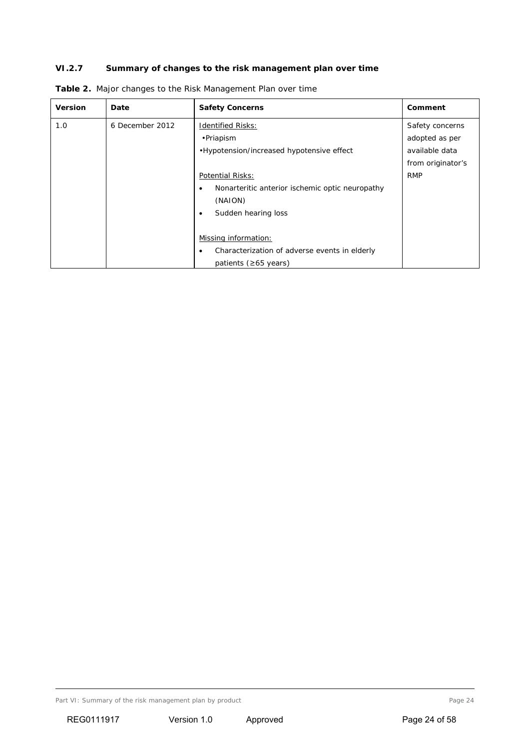### VI.2.7 Summary of changes to the risk management plan over time

**Table 2.** Major changes to the Risk Management Plan over time

| Version | Date | Safety Concerns | Comment |
|---|---|---|---|
| 1.0 | 6 December 2012 | Identified Risks:<br>• Priapism<br>• Hypotension/increased hypotensive effect<br><br>Potential Risks:<br>• Nonarteritic anterior ischemic optic neuropathy (NAION)<br>• Sudden hearing loss<br><br>Missing information:<br>• Characterization of adverse events in elderly patients (≥65 years) | Safety concerns adopted as per available data from originator's RMP |